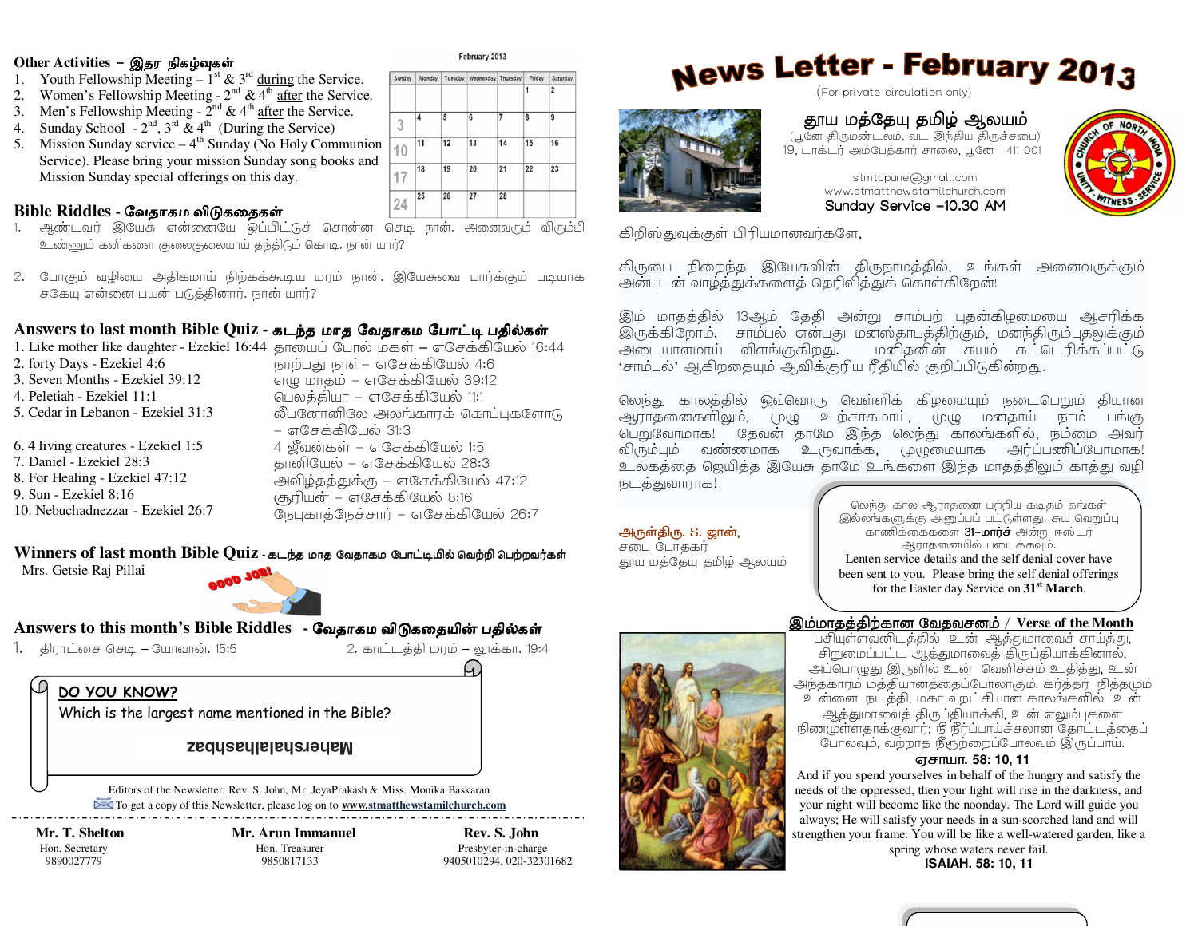# News Letter - February 2013

(For private circulation only)

**தூய மத்தேயு தமிழ் ஆலயம்**
(பூனே திருமண்டலம், வட இந்திய திருச்சபை)
19, டாக்டர் அம்பேத்கார் சாலை, பூனே – 411 001

stmtcpune@gmail.com
www.stmatthewstamilchurch.com
Sunday Service –10.30 AM

கிறிஸ்துவுக்குள் பிரியமானவர்களே,

கிருபை நிறைந்த இயேசுவின் திருநாமத்தில், உங்கள் அனைவருக்கும் அன்புடன் வாழ்த்துக்களைத் தெரிவித்துக் கொள்கிறேன்!

இம் மாதத்தில் 13ஆம் தேதி அன்று சாம்பற் புதன்கிழமையை ஆசரிக்க இருக்கிறோம். சாம்பல் என்பது மனஸ்தாபத்திற்கும், மனந்திரும்புதலுக்கும் அடையாளமாய் விளங்குகிறது. மனிதனின் சுயம் சுட்டெரிக்கப்பட்டு 'சாம்பல்' ஆகிறதையும் ஆவிக்குரிய ரீதியில் குறிப்பிடுகின்றது.

லெந்து காலத்தில் ஒவ்வொரு வெள்ளிக் கிழமையும் நடைபெறும் தியான ஆராதனைகளிலும், முழு உற்சாகமாய், முழு மனதாய் நாம் பங்கு பெறுவோமாக! தேவன் தாமே இந்த லெந்து காலங்களில், நம்மை அவர் விரும்பும் வண்ணமாக உருவாக்க, முழுமையாக அர்ப்பணிப்போமாக! உலகத்தை ஜெயித்த இயேசு தாமே உங்களை இந்த மாதத்திலும் காத்து வழி நடத்துவாராக!

அருள்திரு. S. ஜான்,
சபை போதகர்
தூய மத்தேயு தமிழ் ஆலயம்

லெந்து கால ஆராதனை பற்றிய கடிதம் தங்கள் இல்லங்களுக்கு அனுப்பப் பட்டுள்ளது. சுய வெறுப்பு காணிக்கைகளை **31–மார்ச்** அன்று ஈஸ்டர் ஆராதனையில் படைக்கவும்.
Lenten service details and the self denial cover have been sent to you. Please bring the self denial offerings for the Easter day Service on **31st March**.

## இம்மாதத்திற்கான வேதவசனம் / Verse of the Month

பசியுள்ளவனிடத்தில் உன் ஆத்துமாவைச் சாய்த்து, சிறுமைப்பட்ட ஆத்துமாவைத் திருப்தியாக்கினால், அப்பொழுது இருளில் உன் வெளிச்சம் உதித்து, உன் அந்தகாரம் மத்தியானத்தைப்போலாகும். கர்த்தர் நித்தமும் உன்னை நடத்தி, மகா வறட்சியான காலங்களில் உன் ஆத்துமாவைத் திருப்தியாக்கி, உன் எலும்புகளை நிணமுள்ளதாக்குவார்; நீ நீர்ப்பாய்ச்சலான தோட்டத்தைப் போலவும், வற்றாத நீரூற்றைப்போலவும் இருப்பாய்.
**ஏசாயா. 58: 10, 11**

And if you spend yourselves in behalf of the hungry and satisfy the needs of the oppressed, then your light will rise in the darkness, and your night will become like the noonday. The Lord will guide you always; He will satisfy your needs in a sun-scorched land and will strengthen your frame. You will be like a well-watered garden, like a spring whose waters never fail.
**ISAIAH. 58: 10, 11**

## Other Activities – இதர நிகழ்வுகள்

1. Youth Fellowship Meeting – 1st & 3rd during the Service.
2. Women's Fellowship Meeting - 2nd & 4th after the Service.
3. Men's Fellowship Meeting - 2nd & 4th after the Service.
4. Sunday School - 2nd, 3rd & 4th (During the Service)
5. Mission Sunday service – 4th Sunday (No Holy Communion Service). Please bring your mission Sunday song books and Mission Sunday special offerings on this day.

**February 2013**

| Sunday | Monday | Tuesday | Wednesday | Thursday | Friday | Saturday |
|---|---|---|---|---|---|---|
| | | | | | 1 | 2 |
| 3 | 4 | 5 | 6 | 7 | 8 | 9 |
| 10 | 11 | 12 | 13 | 14 | 15 | 16 |
| 17 | 18 | 19 | 20 | 21 | 22 | 23 |
| 24 | 25 | 26 | 27 | 28 | | |

## Bible Riddles - வேதாகம விடுகதைகள்

1. ஆண்டவர் இயேசு என்னையே ஒப்பிட்டுச் சொன்ன செடி நான். அனைவரும் விரும்பி உண்ணும் கனிகளை குலைகுலையாய் தந்திடும் கொடி. நான் யார்?
2. போகும் வழியை அதிகமாய் நிற்கக்கூடிய மரம் நான். இயேசுவை பார்க்கும் படியாக சகேயு என்னை பயன் படுத்தினார். நான் யார்?

## Answers to last month Bible Quiz - கடந்த மாத வேதாகம போட்டி பதில்கள்

1. Like mother like daughter - Ezekiel 16:44 — தாயைப் போல் மகள் – எசேக்கியேல் 16:44
2. forty Days - Ezekiel 4:6 — நாற்பது நாள்– எசேக்கியேல் 4:6
3. Seven Months - Ezekiel 39:12 — ஏழு மாதம் – எசேக்கியேல் 39:12
4. Peletiah - Ezekiel 11:1 — பெலத்தியா – எசேக்கியேல் 11:1
5. Cedar in Lebanon - Ezekiel 31:3 — லீபனோனிலே அலங்காரக் கொப்புகளோடு – எசேக்கியேல் 31:3
6. 4 living creatures - Ezekiel 1:5 — 4 ஜீவன்கள் – எசேக்கியேல் 1:5
7. Daniel - Ezekiel 28:3 — தானியேல் – எசேக்கியேல் 28:3
8. For Healing - Ezekiel 47:12 — அவிழ்த்தத்துக்கு – எசேக்கியேல் 47:12
9. Sun - Ezekiel 8:16 — சூரியன் – எசேக்கியேல் 8:16
10. Nebuchadnezzar - Ezekiel 26:7 — நேபுகாத்நேச்சார் – எசேக்கியேல் 26:7

## Winners of last month Bible Quiz - கடந்த மாத வேதாகம போட்டியில் வெற்றி பெற்றவர்கள்

Mrs. Getsie Raj Pillai

GOOD JOB!

## Answers to this month's Bible Riddles - வேதாகம விடுகதையின் பதில்கள்

1. திராட்சை செடி – யோவான். 15:5
2. காட்டத்தி மரம் – லூக்கா. 19:4

**DO YOU KNOW?**

Which is the largest name mentioned in the Bible?

Mahershalalhashbaz (printed upside down)

Editors of the Newsletter: Rev. S. John, Mr. JeyaPrakash & Miss. Monika Baskaran
To get a copy of this Newsletter, please log on to **www.stmatthewstamilchurch.com**

**Mr. T. Shelton**
Hon. Secretary
9890027779

**Mr. Arun Immanuel**
Hon. Treasurer
9850817133

**Rev. S. John**
Presbyter-in-charge
9405010294, 020-32301682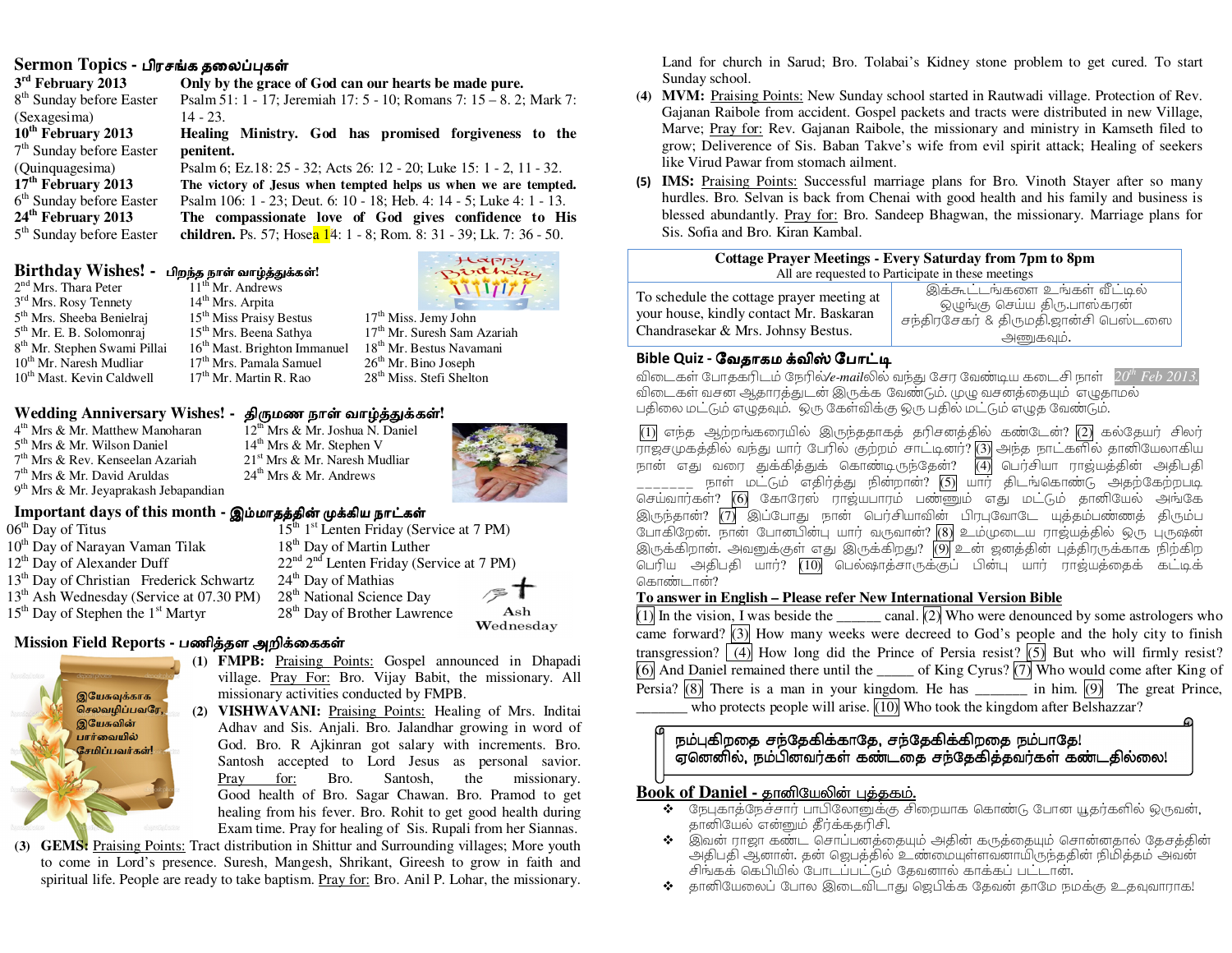## Sermon Topics - பிரசங்க தலைப்புகள்

| | |
|---|---|
| **3rd February 2013** | **Only by the grace of God can our hearts be made pure.** |
| 8th Sunday before Easter (Sexagesima) | Psalm 51: 1 - 17; Jeremiah 17: 5 - 10; Romans 7: 15 – 8. 2; Mark 7: 14 - 23. |
| **10th February 2013** | **Healing Ministry. God has promised forgiveness to the penitent.** |
| 7th Sunday before Easter (Quinquagesima) | Psalm 6; Ez.18: 25 - 32; Acts 26: 12 - 20; Luke 15: 1 - 2, 11 - 32. |
| **17th February 2013** | **The victory of Jesus when tempted helps us when we are tempted.** |
| 6th Sunday before Easter | Psalm 106: 1 - 23; Deut. 6: 10 - 18; Heb. 4: 14 - 5; Luke 4: 1 - 13. |
| **24th February 2013** | **The compassionate love of God gives confidence to His children.** Ps. 57; Hosea 14: 1 - 8; Rom. 8: 31 - 39; Lk. 7: 36 - 50. |
| 5th Sunday before Easter | |

## Birthday Wishes! - பிறந்த நாள் வாழ்த்துக்கள்!

2nd Mrs. Thara Peter
3rd Mrs. Rosy Tenney
5th Mrs. Sheeba Benielraj
5th Mr. E. B. Solomonraj
8th Mr. Stephen Swami Pillai
10th Mr. Naresh Mudliar
10th Mast. Kevin Caldwell
11th Mr. Andrews
14th Mrs. Arpita
15th Miss Praisy Bestus
15th Mrs. Beena Sathya
16th Mast. Brighton Immanuel
17th Mrs. Pamala Samuel
17th Mr. Martin R. Rao
17th Miss. Jemy John
17th Mr. Suresh Sam Azariah
18th Mr. Bestus Navamani
26th Mr. Bino Joseph
28th Miss. Stefi Shelton

## Wedding Anniversary Wishes! - திருமண நாள் வாழ்த்துக்கள்!

4th Mrs & Mr. Matthew Manoharan
5th Mrs & Mr. Wilson Daniel
7th Mrs & Rev. Kenseelan Azariah
7th Mrs & Mr. David Aruldas
9th Mrs & Mr. Jeyaprakash Jebapandian
12th Mrs & Mr. Joshua N. Daniel
14th Mrs & Mr. Stephen V
21st Mrs & Mr. Naresh Mudliar
24th Mrs & Mr. Andrews

## Important days of this month - இம்மாதத்தின் முக்கிய நாட்கள்

06th Day of Titus
10th Day of Narayan Vaman Tilak
12th Day of Alexander Duff
13th Day of Christian Frederick Schwartz
13th Ash Wednesday (Service at 07.30 PM)
15th Day of Stephen the 1st Martyr
15th 1st Lenten Friday (Service at 7 PM)
18th Day of Martin Luther
22nd 2nd Lenten Friday (Service at 7 PM)
24th Day of Mathias
28th National Science Day
28th Day of Brother Lawrence

Ash Wednesday

## Mission Field Reports - பணித்தள அறிக்கைகள்

இயேசுவுக்காக செலவழிப்பவரே, இயேசுவின் பார்வையில் சேமிப்பவர்கள்!

1. **FMPB:** Praising Points: Gospel announced in Dhapadi village. Pray For: Bro. Vijay Babit, the missionary. All missionary activities conducted by FMPB.
2. **VISHWAVANI:** Praising Points: Healing of Mrs. Inditai Adhav and Sis. Anjali. Bro. Jalandhar growing in word of God. Bro. R Ajkinran got salary with increments. Bro. Santosh accepted to Lord Jesus as personal savior. Pray for: Bro. Santosh, the missionary. Good health of Bro. Sagar Chawan. Bro. Pramod to get healing from his fever. Bro. Rohit to get good health during Exam time. Pray for healing of Sis. Rupali from her Siannas.
3. **GEMS:** Praising Points: Tract distribution in Shittur and Surrounding villages; More youth to come in Lord's presence. Suresh, Mangesh, Shrikant, Gireesh to grow in faith and spiritual life. People are ready to take baptism. Pray for: Bro. Anil P. Lohar, the missionary. Land for church in Sarud; Bro. Tolabai's Kidney stone problem to get cured. To start Sunday school.
4. **MVM:** Praising Points: New Sunday school started in Rautwadi village. Protection of Rev. Gajanan Raibole from accident. Gospel packets and tracts were distributed in new Village, Marve; Pray for: Rev. Gajanan Raibole, the missionary and ministry in Kamseth filed to grow; Deliverence of Sis. Baban Takve's wife from evil spirit attack; Healing of seekers like Virud Pawar from stomach ailment.
5. **IMS:** Praising Points: Successful marriage plans for Bro. Vinoth Stayer after so many hurdles. Bro. Selvan is back from Chenai with good health and his family and business is blessed abundantly. Pray for: Bro. Sandeep Bhagwan, the missionary. Marriage plans for Sis. Sofia and Bro. Kiran Kambal.

| Cottage Prayer Meetings - Every Saturday from 7pm to 8pm<br>All are requested to Participate in these meetings | |
|---|---|
| To schedule the cottage prayer meeting at your house, kindly contact Mr. Baskaran Chandrasekar & Mrs. Johnsy Bestus. | இக்கூட்டங்களை உங்கள் வீட்டில் ஒழுங்கு செய்ய திரு.பாஸ்கரன் சந்திரசேகர் & திருமதி.ஜான்சி பெஸ்டஸை அணுகவும். |

## Bible Quiz - வேதாகம க்விஸ் போட்டி

விடைகள் போதகரிடம் நேரில்/e-mailலில் வந்து சேர வேண்டிய கடைசி நாள் 20th Feb 2013. விடைகள் வசன ஆதாரத்துடன் இருக்க வேண்டும். முழு வசனத்தையும் எழுதாமல் பதிலை மட்டும் எழுதவும். ஒரு கேள்விக்கு ஒரு பதில் மட்டும் எழுத வேண்டும்.

(1) எந்த ஆற்றங்கரையில் இருந்ததாகத் தரிசனத்தில் கண்டேன்? (2) கல்தேயர் சிலர் ராஜசமுகத்தில் வந்து யார் பேரில் குற்றம் சாட்டினர்? (3) அந்த நாட்களில் தானியேலாகிய நான் எது வரை துக்கித்துக் கொண்டிருந்தேன்? (4) பெர்சியா ராஜ்யத்தின் அதிபதி _______ நாள் மட்டும் எதிர்த்து நின்றான்? (5) யார் திடங்கொண்டு அதற்கேற்றபடி செய்வார்கள்? (6) கோரேஸ் ராஜ்யபாரம் பண்ணும் எது மட்டும் தானியேல் அங்கே இருந்தான்? (7) இப்போது நான் பெர்சியாவின் பிரபுவோடே யுத்தம்பண்ணத் திரும்ப போகிறேன். நான் போனபின்பு யார் வருவான்? (8) உம்முடைய ராஜ்யத்தில் ஒரு புருஷன் இருக்கிறான். அவனுக்குள் எது இருக்கிறது? (9) உன் ஜனத்தின் புத்திரருக்காக நிற்கிற பெரிய அதிபதி யார்? (10) பெல்ஷாத்சாருக்குப் பின்பு யார் ராஜ்யத்தைக் கட்டிக் கொண்டான்?

**To answer in English – Please refer New International Version Bible**

(1) In the vision, I was beside the ______ canal. (2) Who were denounced by some astrologers who came forward? (3) How many weeks were decreed to God's people and the holy city to finish transgression? (4) How long did the Prince of Persia resist? (5) But who will firmly resist? (6) And Daniel remained there until the _____ of King Cyrus? (7) Who would come after King of Persia? (8) There is a man in your kingdom. He has _______ in him. (9) The great Prince, _______ who protects people will arise. (10) Who took the kingdom after Belshazzar?

நம்புகிறதை சந்தேகிக்காதே, சந்தேகிக்கிறதை நம்பாதே!
ஏனெனில், நம்பினவர்கள் கண்டதை சந்தேகித்தவர்கள் கண்டதில்லை!

## Book of Daniel - தானியேலின் புத்தகம்.

- நேபுகாத்நேச்சார் பாபிலோனுக்கு சிறையாக கொண்டு போன யூதர்களில் ஒருவன், தானியேல் என்னும் தீர்க்கதரிசி.
- இவன் ராஜா கண்ட சொப்பனத்தையும் அதின் கருத்தையும் சொன்னதால் தேசத்தின் அதிபதி ஆனான். தன் ஜெபத்தில் உண்மையுள்ளவனாயிருந்ததின் நிமித்தம் அவன் சிங்கக் கெபியில் போடப்பட்டும் தேவனால் காக்கப் பட்டான்.
- தானியேலைப் போல இடைவிடாது ஜெபிக்க தேவன் தாமே நமக்கு உதவுவாராக!